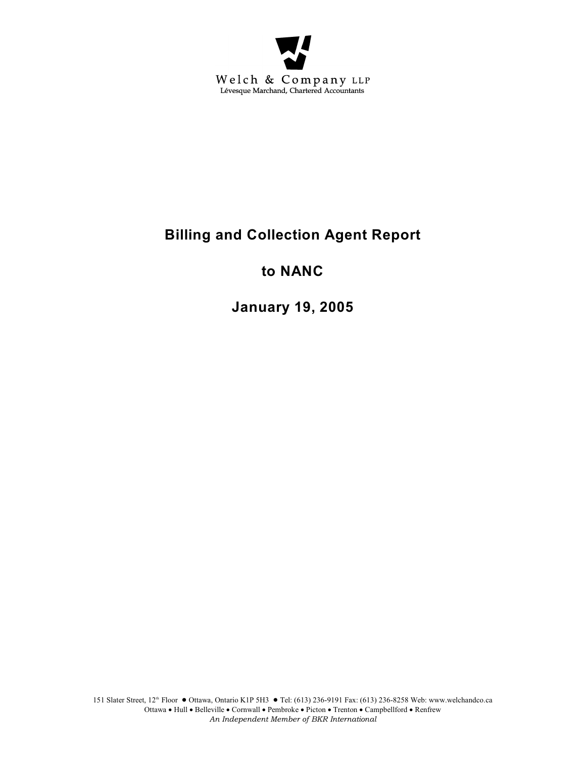Welch & Company LLP
Lévesque Marchand, Chartered Accountants

# Billing and Collection Agent Report

# to NANC

# January 19, 2005

151 Slater Street, 12th Floor • Ottawa, Ontario K1P 5H3 • Tel: (613) 236-9191 Fax: (613) 236-8258 Web: www.welchandco.ca
Ottawa • Hull • Belleville • Cornwall • Pembroke • Picton • Trenton • Campbellford • Renfrew
*An Independent Member of BKR International*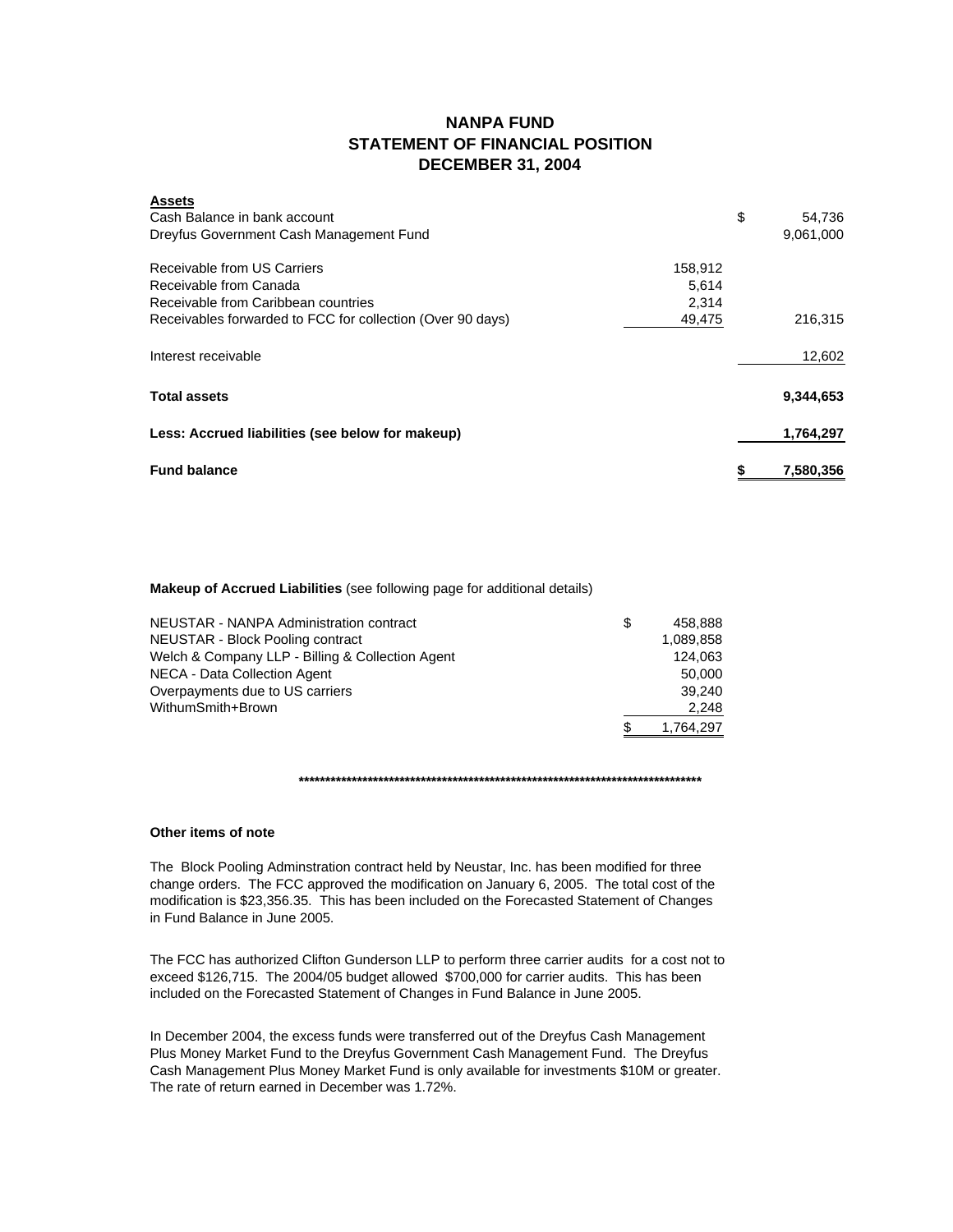# NANPA FUND
## STATEMENT OF FINANCIAL POSITION
## DECEMBER 31, 2004

| **Assets** | | |
|---|---|---|
| Cash Balance in bank account | | $ 54,736 |
| Dreyfus Government Cash Management Fund | | 9,061,000 |
| | | |
| Receivable from US Carriers | 158,912 | |
| Receivable from Canada | 5,614 | |
| Receivable from Caribbean countries | 2,314 | |
| Receivables forwarded to FCC for collection (Over 90 days) | 49,475 | 216,315 |
| | | |
| Interest receivable | | 12,602 |
| | | |
| **Total assets** | | **9,344,653** |
| | | |
| **Less: Accrued liabilities (see below for makeup)** | | **1,764,297** |
| | | |
| **Fund balance** | | **$ 7,580,356** |

**Makeup of Accrued Liabilities** (see following page for additional details)

| | |
|---|---|
| NEUSTAR - NANPA Administration contract | $ 458,888 |
| NEUSTAR - Block Pooling contract | 1,089,858 |
| Welch & Company LLP - Billing & Collection Agent | 124,063 |
| NECA - Data Collection Agent | 50,000 |
| Overpayments due to US carriers | 39,240 |
| WithumSmith+Brown | 2,248 |
| | $ 1,764,297 |

********************************************************************************

**Other items of note**

The Block Pooling Adminstration contract held by Neustar, Inc. has been modified for three change orders. The FCC approved the modification on January 6, 2005. The total cost of the modification is $23,356.35. This has been included on the Forecasted Statement of Changes in Fund Balance in June 2005.

The FCC has authorized Clifton Gunderson LLP to perform three carrier audits for a cost not to exceed $126,715. The 2004/05 budget allowed $700,000 for carrier audits. This has been included on the Forecasted Statement of Changes in Fund Balance in June 2005.

In December 2004, the excess funds were transferred out of the Dreyfus Cash Management Plus Money Market Fund to the Dreyfus Government Cash Management Fund. The Dreyfus Cash Management Plus Money Market Fund is only available for investments $10M or greater. The rate of return earned in December was 1.72%.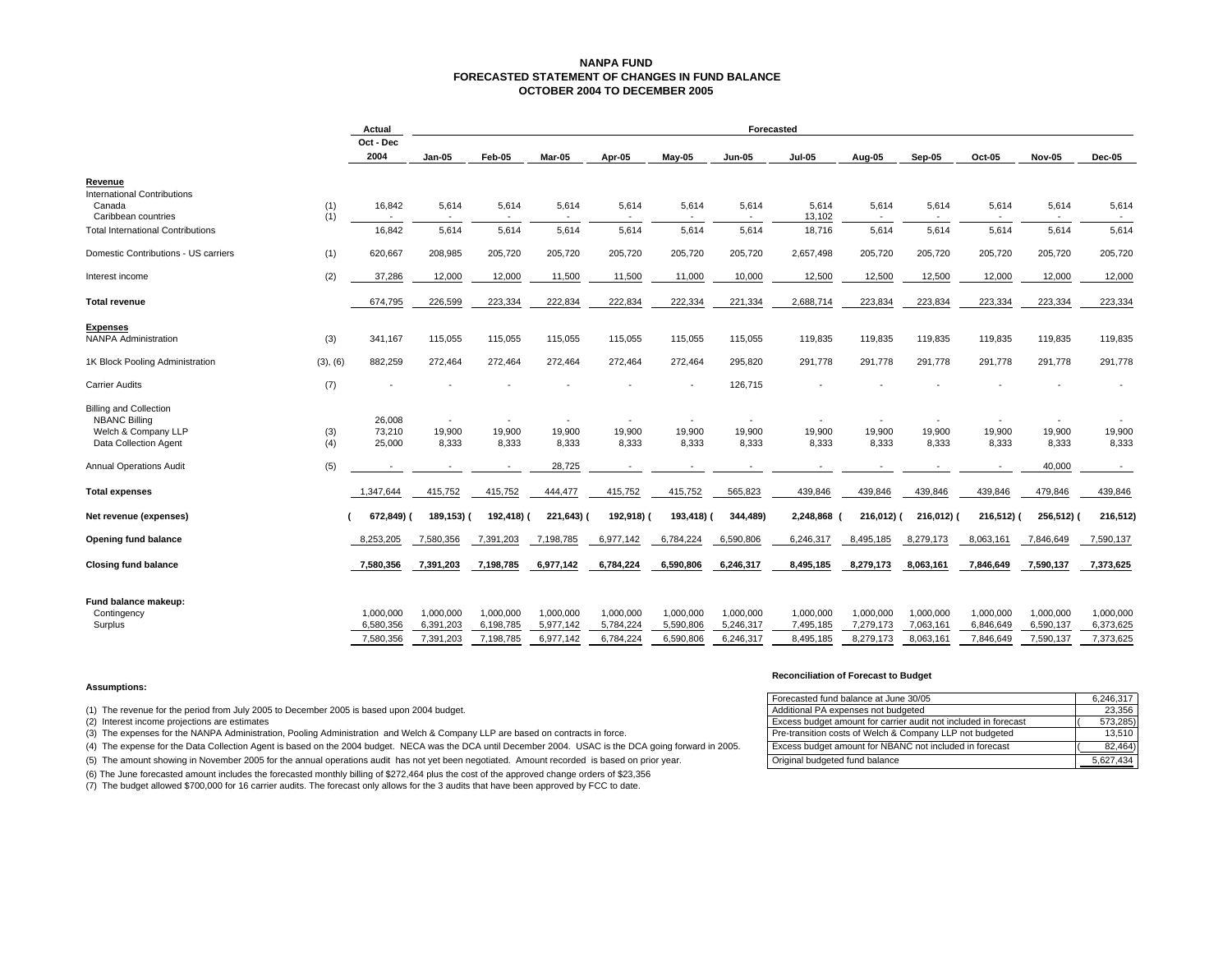# NANPA FUND
## FORECASTED STATEMENT OF CHANGES IN FUND BALANCE
## OCTOBER 2004 TO DECEMBER 2005

| | | Actual | Forecasted | | | | | | | | | | | |
|---|---|---|---|---|---|---|---|---|---|---|---|---|---|---|
| | | Oct - Dec 2004 | Jan-05 | Feb-05 | Mar-05 | Apr-05 | May-05 | Jun-05 | Jul-05 | Aug-05 | Sep-05 | Oct-05 | Nov-05 | Dec-05 |
| **Revenue** | | | | | | | | | | | | | | |
| International Contributions | | | | | | | | | | | | | | |
| Canada | (1) | 16,842 | 5,614 | 5,614 | 5,614 | 5,614 | 5,614 | 5,614 | 5,614 | 5,614 | 5,614 | 5,614 | 5,614 | 5,614 |
| Caribbean countries | (1) | - | - | - | - | - | - | - | 13,102 | - | - | - | - | - |
| Total International Contributions | | 16,842 | 5,614 | 5,614 | 5,614 | 5,614 | 5,614 | 5,614 | 18,716 | 5,614 | 5,614 | 5,614 | 5,614 | 5,614 |
| Domestic Contributions - US carriers | (1) | 620,667 | 208,985 | 205,720 | 205,720 | 205,720 | 205,720 | 205,720 | 2,657,498 | 205,720 | 205,720 | 205,720 | 205,720 | 205,720 |
| Interest income | (2) | 37,286 | 12,000 | 12,000 | 11,500 | 11,500 | 11,000 | 10,000 | 12,500 | 12,500 | 12,500 | 12,000 | 12,000 | 12,000 |
| **Total revenue** | | 674,795 | 226,599 | 223,334 | 222,834 | 222,834 | 222,334 | 221,334 | 2,688,714 | 223,834 | 223,834 | 223,334 | 223,334 | 223,334 |
| **Expenses** | | | | | | | | | | | | | | |
| NANPA Administration | (3) | 341,167 | 115,055 | 115,055 | 115,055 | 115,055 | 115,055 | 115,055 | 119,835 | 119,835 | 119,835 | 119,835 | 119,835 | 119,835 |
| 1K Block Pooling Administration | (3), (6) | 882,259 | 272,464 | 272,464 | 272,464 | 272,464 | 272,464 | 295,820 | 291,778 | 291,778 | 291,778 | 291,778 | 291,778 | 291,778 |
| Carrier Audits | (7) | - | - | - | - | - | - | 126,715 | - | - | - | - | - | - |
| Billing and Collection | | | | | | | | | | | | | | |
| NBANC Billing | | 26,008 | - | - | - | - | - | - | - | - | - | - | - | - |
| Welch & Company LLP | (3) | 73,210 | 19,900 | 19,900 | 19,900 | 19,900 | 19,900 | 19,900 | 19,900 | 19,900 | 19,900 | 19,900 | 19,900 | 19,900 |
| Data Collection Agent | (4) | 25,000 | 8,333 | 8,333 | 8,333 | 8,333 | 8,333 | 8,333 | 8,333 | 8,333 | 8,333 | 8,333 | 8,333 | 8,333 |
| Annual Operations Audit | (5) | - | - | - | 28,725 | - | - | - | - | - | - | - | 40,000 | - |
| **Total expenses** | | 1,347,644 | 415,752 | 415,752 | 444,477 | 415,752 | 415,752 | 565,823 | 439,846 | 439,846 | 439,846 | 439,846 | 479,846 | 439,846 |
| **Net revenue (expenses)** | | **( 672,849)** | **( 189,153)** | **( 192,418)** | **( 221,643)** | **( 192,918)** | **( 193,418)** | **( 344,489)** | **2,248,868** | **( 216,012)** | **( 216,012)** | **( 216,512)** | **( 256,512)** | **( 216,512)** |
| **Opening fund balance** | | 8,253,205 | 7,580,356 | 7,391,203 | 7,198,785 | 6,977,142 | 6,784,224 | 6,590,806 | 6,246,317 | 8,495,185 | 8,279,173 | 8,063,161 | 7,846,649 | 7,590,137 |
| **Closing fund balance** | | **7,580,356** | **7,391,203** | **7,198,785** | **6,977,142** | **6,784,224** | **6,590,806** | **6,246,317** | **8,495,185** | **8,279,173** | **8,063,161** | **7,846,649** | **7,590,137** | **7,373,625** |
| **Fund balance makeup:** | | | | | | | | | | | | | | |
| Contingency | | 1,000,000 | 1,000,000 | 1,000,000 | 1,000,000 | 1,000,000 | 1,000,000 | 1,000,000 | 1,000,000 | 1,000,000 | 1,000,000 | 1,000,000 | 1,000,000 | 1,000,000 |
| Surplus | | 6,580,356 | 6,391,203 | 6,198,785 | 5,977,142 | 5,784,224 | 5,590,806 | 5,246,317 | 7,495,185 | 7,279,173 | 7,063,161 | 6,846,649 | 6,590,137 | 6,373,625 |
| | | 7,580,356 | 7,391,203 | 7,198,785 | 6,977,142 | 6,784,224 | 6,590,806 | 6,246,317 | 8,495,185 | 8,279,173 | 8,063,161 | 7,846,649 | 7,590,137 | 7,373,625 |

**Assumptions:**

(1) The revenue for the period from July 2005 to December 2005 is based upon 2004 budget.

(2) Interest income projections are estimates

(3) The expenses for the NANPA Administration, Pooling Administration and Welch & Company LLP are based on contracts in force.

(4) The expense for the Data Collection Agent is based on the 2004 budget. NECA was the DCA until December 2004. USAC is the DCA going forward in 2005.

(5) The amount showing in November 2005 for the annual operations audit has not yet been negotiated. Amount recorded is based on prior year.

(6) The June forecasted amount includes the forecasted monthly billing of $272,464 plus the cost of the approved change orders of $23,356

(7) The budget allowed $700,000 for 16 carrier audits. The forecast only allows for the 3 audits that have been approved by FCC to date.

**Reconciliation of Forecast to Budget**

| | |
|---|---|
| Forecasted fund balance at June 30/05 | 6,246,317 |
| Additional PA expenses not budgeted | 23,356 |
| Excess budget amount for carrier audit not included in forecast | ( 573,285) |
| Pre-transition costs of Welch & Company LLP not budgeted | 13,510 |
| Excess budget amount for NBANC not included in forecast | ( 82,464) |
| Original budgeted fund balance | 5,627,434 |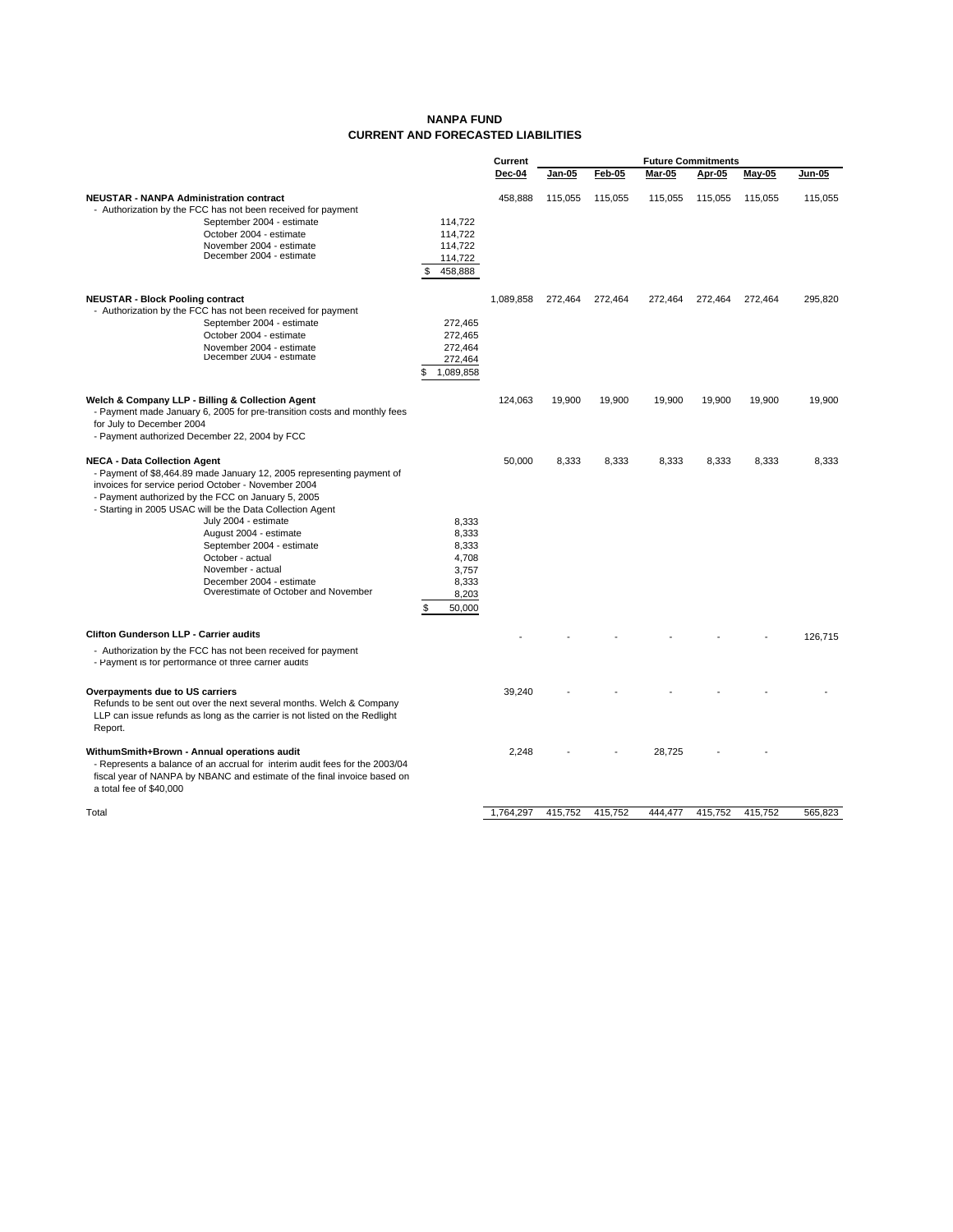# NANPA FUND
## CURRENT AND FORECASTED LIABILITIES

| | | Current | Future Commitments | | | | | |
|---|---|---|---|---|---|---|---|---|
| | | Dec-04 | Jan-05 | Feb-05 | Mar-05 | Apr-05 | May-05 | Jun-05 |
| **NEUSTAR - NANPA Administration contract** | | 458,888 | 115,055 | 115,055 | 115,055 | 115,055 | 115,055 | 115,055 |
| - Authorization by the FCC has not been received for payment | | | | | | | | |
| September 2004 - estimate | 114,722 | | | | | | | |
| October 2004 - estimate | 114,722 | | | | | | | |
| November 2004 - estimate | 114,722 | | | | | | | |
| December 2004 - estimate | 114,722 | | | | | | | |
| | $ 458,888 | | | | | | | |
| **NEUSTAR - Block Pooling contract** | | 1,089,858 | 272,464 | 272,464 | 272,464 | 272,464 | 272,464 | 295,820 |
| - Authorization by the FCC has not been received for payment | | | | | | | | |
| September 2004 - estimate | 272,465 | | | | | | | |
| October 2004 - estimate | 272,465 | | | | | | | |
| November 2004 - estimate | 272,464 | | | | | | | |
| December 2004 - estimate | 272,464 | | | | | | | |
| | $ 1,089,858 | | | | | | | |
| **Welch & Company LLP - Billing & Collection Agent** | | 124,063 | 19,900 | 19,900 | 19,900 | 19,900 | 19,900 | 19,900 |
| - Payment made January 6, 2005 for pre-transition costs and monthly fees for July to December 2004 | | | | | | | | |
| - Payment authorized December 22, 2004 by FCC | | | | | | | | |
| **NECA - Data Collection Agent** | | 50,000 | 8,333 | 8,333 | 8,333 | 8,333 | 8,333 | 8,333 |
| - Payment of $8,464.89 made January 12, 2005 representing payment of invoices for service period October - November 2004 | | | | | | | | |
| - Payment authorized by the FCC on January 5, 2005 | | | | | | | | |
| - Starting in 2005 USAC will be the Data Collection Agent | | | | | | | | |
| July 2004 - estimate | 8,333 | | | | | | | |
| August 2004 - estimate | 8,333 | | | | | | | |
| September 2004 - estimate | 8,333 | | | | | | | |
| October - actual | 4,708 | | | | | | | |
| November - actual | 3,757 | | | | | | | |
| December 2004 - estimate | 8,333 | | | | | | | |
| Overestimate of October and November | 8,203 | | | | | | | |
| | $ 50,000 | | | | | | | |
| **Clifton Gunderson LLP - Carrier audits** | | - | - | - | - | - | - | 126,715 |
| - Authorization by the FCC has not been received for payment | | | | | | | | |
| - Payment is for performance of three carrier audits | | | | | | | | |
| **Overpayments due to US carriers** | | 39,240 | - | - | - | - | - | - |
| Refunds to be sent out over the next several months. Welch & Company LLP can issue refunds as long as the carrier is not listed on the Redlight Report. | | | | | | | | |
| **WithumSmith+Brown - Annual operations audit** | | 2,248 | - | - | 28,725 | - | - | |
| - Represents a balance of an accrual for interim audit fees for the 2003/04 fiscal year of NANPA by NBANC and estimate of the final invoice based on a total fee of $40,000 | | | | | | | | |
| Total | | 1,764,297 | 415,752 | 415,752 | 444,477 | 415,752 | 415,752 | 565,823 |